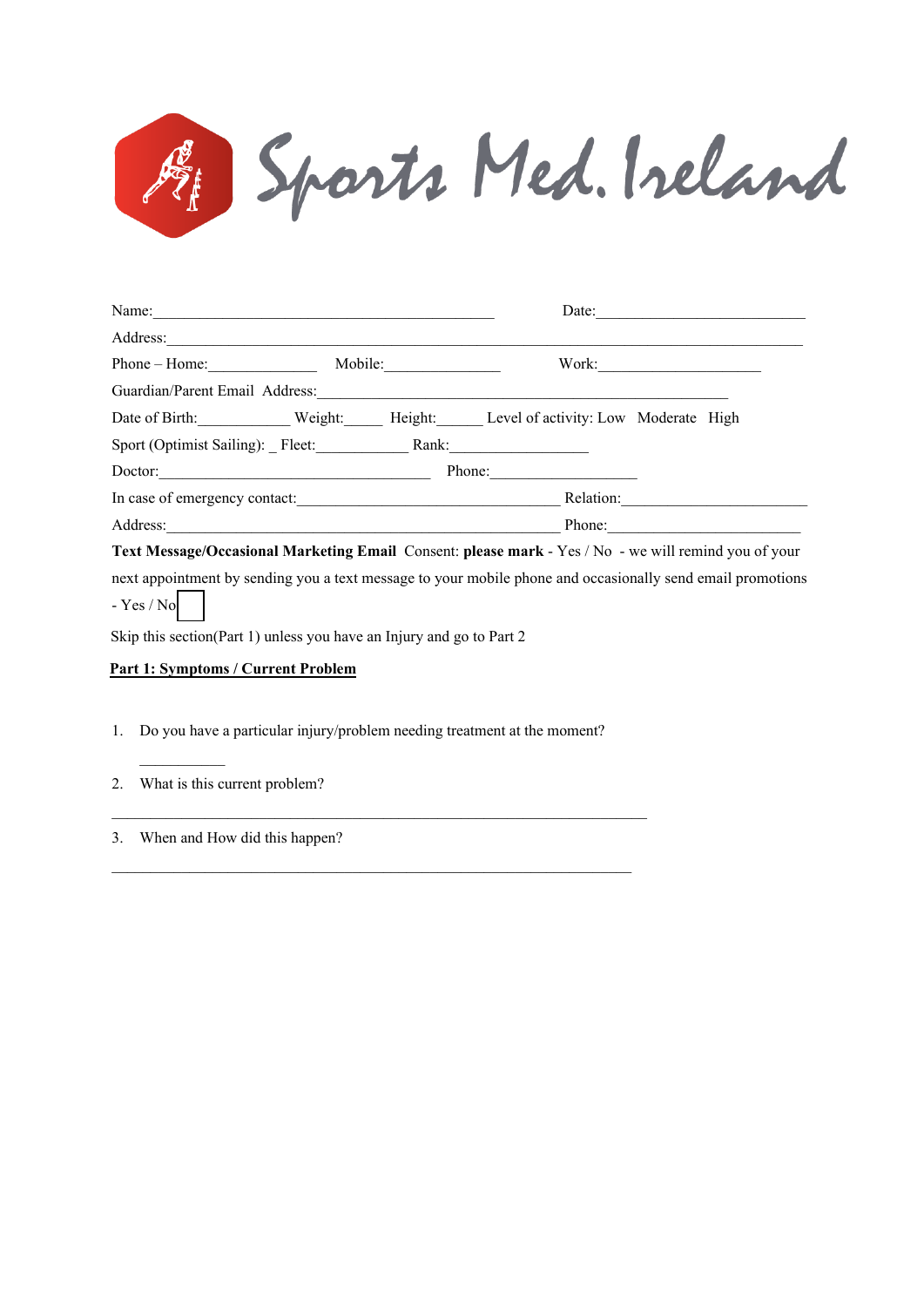# Sports Med. Ireland

Name:_____________________________________________ Date:___________________________

Address:___________________________________________________________________________

Phone – Home:______________ Mobile:_______________ Work:_____________________

Guardian/Parent Email Address:_____________________________________________________

Date of Birth:____________ Weight:_____ Height:______ Level of activity: Low Moderate High

Sport (Optimist Sailing): _ Fleet:____________ Rank:__________________

Doctor:____________________________________ Phone:___________________

In case of emergency contact:__________________________________ Relation:________________________

Address:___________________________________________________ Phone:_________________________

**Text Message/Occasional Marketing Email** Consent: **please mark** - Yes / No - we will remind you of your next appointment by sending you a text message to your mobile phone and occasionally send email promotions - Yes / No ☐

Skip this section(Part 1) unless you have an Injury and go to Part 2

**Part 1: Symptoms / Current Problem**

1. Do you have a particular injury/problem needing treatment at the moment?

   ___________

2. What is this current problem?

______________________________________________________________________

3. When and How did this happen?

____________________________________________________________________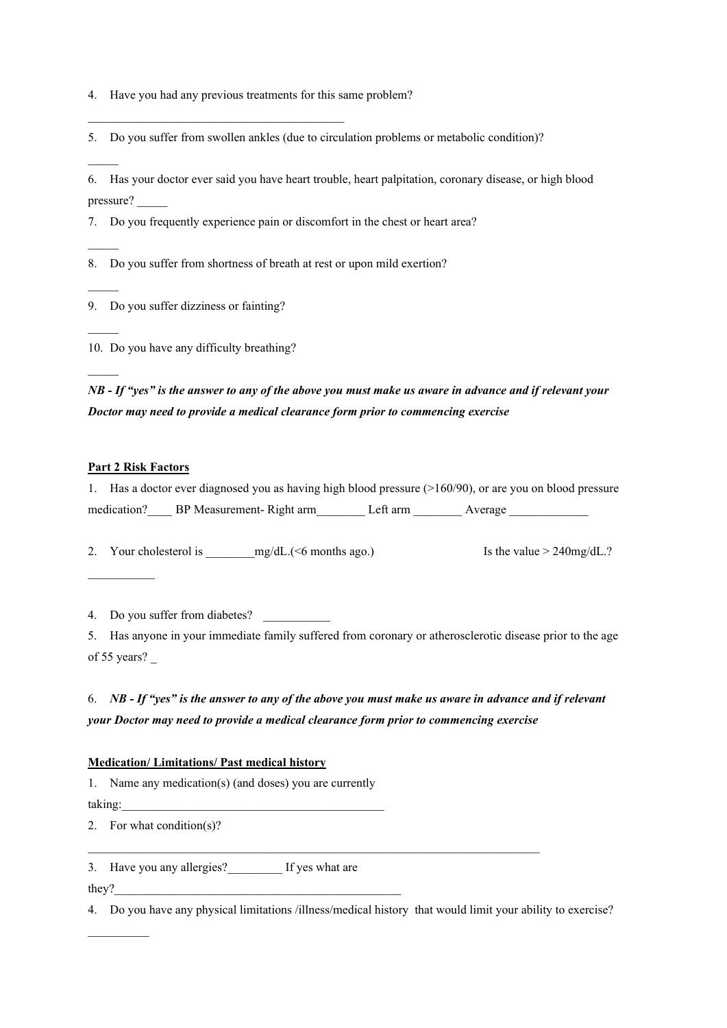4. Have you had any previous treatments for this same problem?

_______________________________________________

5. Do you suffer from swollen ankles (due to circulation problems or metabolic condition)?

_____

6. Has your doctor ever said you have heart trouble, heart palpitation, coronary disease, or high blood pressure? _____

7. Do you frequently experience pain or discomfort in the chest or heart area?

_____

8. Do you suffer from shortness of breath at rest or upon mild exertion?

_____

9. Do you suffer dizziness or fainting?

_____

10. Do you have any difficulty breathing?

_____

***NB - If "yes" is the answer to any of the above you must make us aware in advance and if relevant your Doctor may need to provide a medical clearance form prior to commencing exercise***

**<u>Part 2 Risk Factors</u>**

1. Has a doctor ever diagnosed you as having high blood pressure (>160/90), or are you on blood pressure medication?____ BP Measurement- Right arm________ Left arm ________ Average _____________

2. Your cholesterol is ________mg/dL.(<6 months ago.) Is the value > 240mg/dL.?

___________

4. Do you suffer from diabetes? ___________

5. Has anyone in your immediate family suffered from coronary or atherosclerotic disease prior to the age of 55 years? _

6. ***NB - If "yes" is the answer to any of the above you must make us aware in advance and if relevant your Doctor may need to provide a medical clearance form prior to commencing exercise***

**<u>Medication/ Limitations/ Past medical history</u>**

1. Name any medication(s) (and doses) you are currently taking:____________________________________________

2. For what condition(s)?

_____________________________________________________________________________

3. Have you any allergies?_________ If yes what are they?________________________________________________

4. Do you have any physical limitations /illness/medical history that would limit your ability to exercise?

__________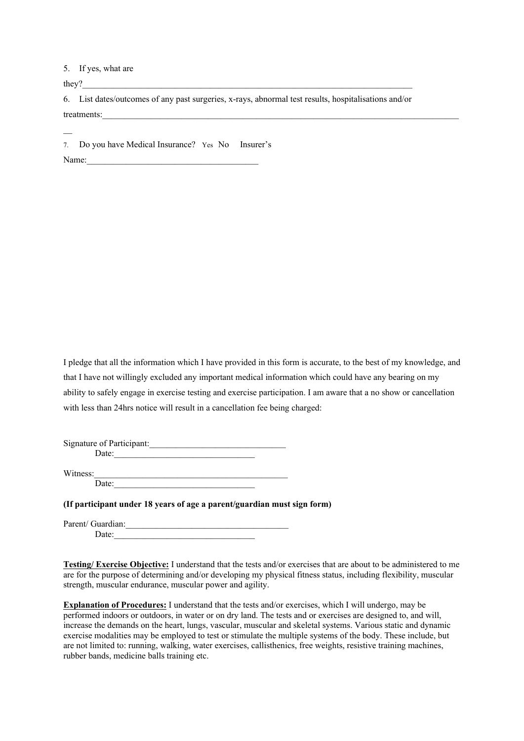5. If yes, what are they?\_\_\_\_\_\_\_\_\_\_\_\_\_\_\_\_\_\_\_\_\_\_\_\_\_\_\_\_\_\_\_\_\_\_\_\_\_\_\_\_\_\_\_\_\_\_\_\_\_\_\_\_\_\_\_\_\_\_\_\_\_\_\_\_\_\_\_\_\_\_\_\_\_\_

6. List dates/outcomes of any past surgeries, x-rays, abnormal test results, hospitalisations and/or treatments:\_\_\_\_\_\_\_\_\_\_\_\_\_\_\_\_\_\_\_\_\_\_\_\_\_\_\_\_\_\_\_\_\_\_\_\_\_\_\_\_\_\_\_\_\_\_\_\_\_\_\_\_\_\_\_\_\_\_\_\_\_\_\_\_\_\_\_\_\_\_\_\_\_\_\_\_\_\_\_\_\_\_\_\_\_\_

7. Do you have Medical Insurance? Yes No Insurer's Name:\_\_\_\_\_\_\_\_\_\_\_\_\_\_\_\_\_\_\_\_\_\_\_\_\_\_\_\_\_\_\_\_\_\_\_\_\_\_\_\_

I pledge that all the information which I have provided in this form is accurate, to the best of my knowledge, and that I have not willingly excluded any important medical information which could have any bearing on my ability to safely engage in exercise testing and exercise participation. I am aware that a no show or cancellation with less than 24hrs notice will result in a cancellation fee being charged:

Signature of Participant:\_\_\_\_\_\_\_\_\_\_\_\_\_\_\_\_\_\_\_\_\_\_\_\_\_\_\_\_\_\_\_\_
Date:\_\_\_\_\_\_\_\_\_\_\_\_\_\_\_\_\_\_\_\_\_\_\_\_\_\_\_\_\_\_\_\_

Witness:\_\_\_\_\_\_\_\_\_\_\_\_\_\_\_\_\_\_\_\_\_\_\_\_\_\_\_\_\_\_\_\_\_\_\_\_\_\_\_\_\_\_\_\_
Date:\_\_\_\_\_\_\_\_\_\_\_\_\_\_\_\_\_\_\_\_\_\_\_\_\_\_\_\_\_\_\_\_

**(If participant under 18 years of age a parent/guardian must sign form)**

Parent/ Guardian:\_\_\_\_\_\_\_\_\_\_\_\_\_\_\_\_\_\_\_\_\_\_\_\_\_\_\_\_\_\_\_\_\_\_\_\_\_\_
Date:\_\_\_\_\_\_\_\_\_\_\_\_\_\_\_\_\_\_\_\_\_\_\_\_\_\_\_\_\_\_\_\_

**Testing/ Exercise Objective:** I understand that the tests and/or exercises that are about to be administered to me are for the purpose of determining and/or developing my physical fitness status, including flexibility, muscular strength, muscular endurance, muscular power and agility.

**Explanation of Procedures:** I understand that the tests and/or exercises, which I will undergo, may be performed indoors or outdoors, in water or on dry land. The tests and or exercises are designed to, and will, increase the demands on the heart, lungs, vascular, muscular and skeletal systems. Various static and dynamic exercise modalities may be employed to test or stimulate the multiple systems of the body. These include, but are not limited to: running, walking, water exercises, callisthenics, free weights, resistive training machines, rubber bands, medicine balls training etc.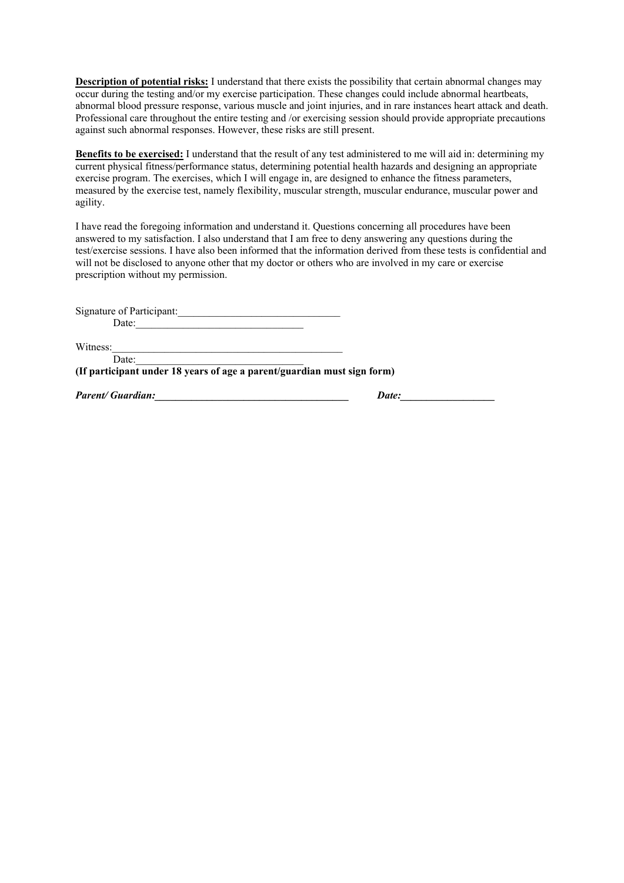**<u>Description of potential risks:</u>** I understand that there exists the possibility that certain abnormal changes may occur during the testing and/or my exercise participation. These changes could include abnormal heartbeats, abnormal blood pressure response, various muscle and joint injuries, and in rare instances heart attack and death. Professional care throughout the entire testing and /or exercising session should provide appropriate precautions against such abnormal responses. However, these risks are still present.

**<u>Benefits to be exercised:</u>** I understand that the result of any test administered to me will aid in: determining my current physical fitness/performance status, determining potential health hazards and designing an appropriate exercise program. The exercises, which I will engage in, are designed to enhance the fitness parameters, measured by the exercise test, namely flexibility, muscular strength, muscular endurance, muscular power and agility.

I have read the foregoing information and understand it. Questions concerning all procedures have been answered to my satisfaction. I also understand that I am free to deny answering any questions during the test/exercise sessions. I have also been informed that the information derived from these tests is confidential and will not be disclosed to anyone other that my doctor or others who are involved in my care or exercise prescription without my permission.

Signature of Participant:_______________________________

Date:________________________________

Witness:____________________________________________

Date:_________________________________

**(If participant under 18 years of age a parent/guardian must sign form)**

***Parent/ Guardian:_____________________________________*** ***Date:__________________***